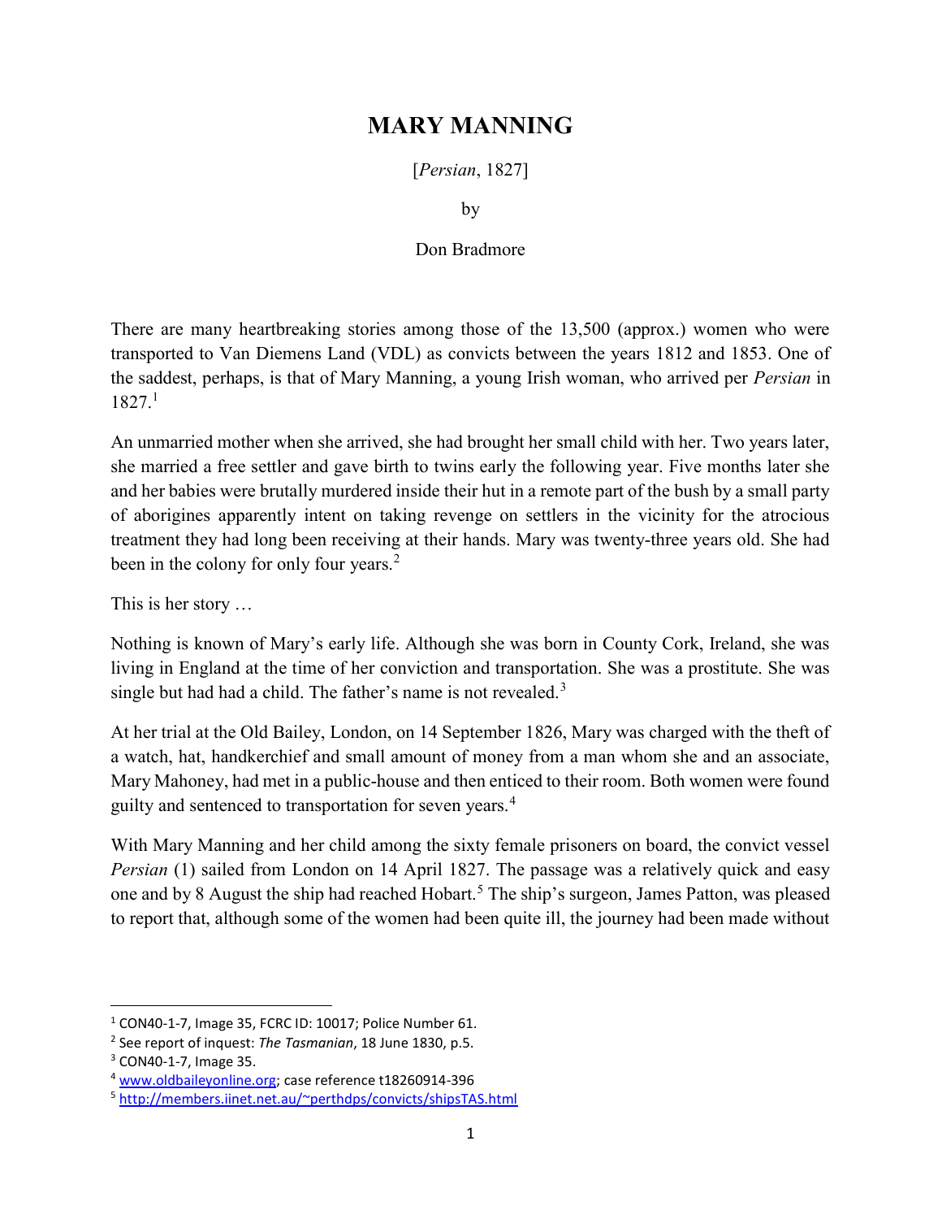# MARY MANNING

[*Persian*, 1827]

by

Don Bradmore

There are many heartbreaking stories among those of the 13,500 (approx.) women who were transported to Van Diemens Land (VDL) as convicts between the years 1812 and 1853. One of the saddest, perhaps, is that of Mary Manning, a young Irish woman, who arrived per *Persian* in 1827.[1]

An unmarried mother when she arrived, she had brought her small child with her. Two years later, she married a free settler and gave birth to twins early the following year. Five months later she and her babies were brutally murdered inside their hut in a remote part of the bush by a small party of aborigines apparently intent on taking revenge on settlers in the vicinity for the atrocious treatment they had long been receiving at their hands. Mary was twenty-three years old. She had been in the colony for only four years.[2]

This is her story …

Nothing is known of Mary's early life. Although she was born in County Cork, Ireland, she was living in England at the time of her conviction and transportation. She was a prostitute. She was single but had had a child. The father's name is not revealed.[3]

At her trial at the Old Bailey, London, on 14 September 1826, Mary was charged with the theft of a watch, hat, handkerchief and small amount of money from a man whom she and an associate, Mary Mahoney, had met in a public-house and then enticed to their room. Both women were found guilty and sentenced to transportation for seven years.[4]

With Mary Manning and her child among the sixty female prisoners on board, the convict vessel *Persian* (1) sailed from London on 14 April 1827. The passage was a relatively quick and easy one and by 8 August the ship had reached Hobart.[5] The ship's surgeon, James Patton, was pleased to report that, although some of the women had been quite ill, the journey had been made without

---

[1] CON40-1-7, Image 35, FCRC ID: 10017; Police Number 61.

[2] See report of inquest: *The Tasmanian*, 18 June 1830, p.5.

[3] CON40-1-7, Image 35.

[4] www.oldbaileyonline.org; case reference t18260914-396

[5] http://members.iinet.net.au/~perthdps/convicts/shipsTAS.html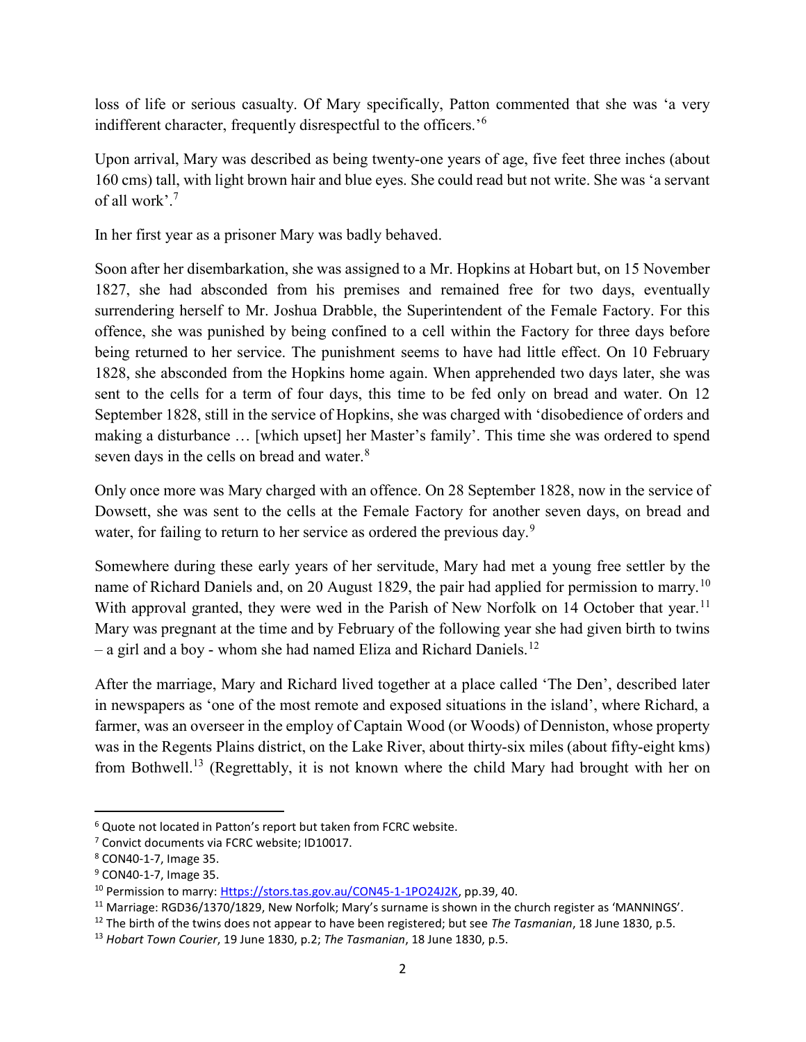loss of life or serious casualty. Of Mary specifically, Patton commented that she was 'a very indifferent character, frequently disrespectful to the officers.'[6]

Upon arrival, Mary was described as being twenty-one years of age, five feet three inches (about 160 cms) tall, with light brown hair and blue eyes. She could read but not write. She was 'a servant of all work'.[7]

In her first year as a prisoner Mary was badly behaved.

Soon after her disembarkation, she was assigned to a Mr. Hopkins at Hobart but, on 15 November 1827, she had absconded from his premises and remained free for two days, eventually surrendering herself to Mr. Joshua Drabble, the Superintendent of the Female Factory. For this offence, she was punished by being confined to a cell within the Factory for three days before being returned to her service. The punishment seems to have had little effect. On 10 February 1828, she absconded from the Hopkins home again. When apprehended two days later, she was sent to the cells for a term of four days, this time to be fed only on bread and water. On 12 September 1828, still in the service of Hopkins, she was charged with 'disobedience of orders and making a disturbance … [which upset] her Master's family'. This time she was ordered to spend seven days in the cells on bread and water.[8]

Only once more was Mary charged with an offence. On 28 September 1828, now in the service of Dowsett, she was sent to the cells at the Female Factory for another seven days, on bread and water, for failing to return to her service as ordered the previous day.[9]

Somewhere during these early years of her servitude, Mary had met a young free settler by the name of Richard Daniels and, on 20 August 1829, the pair had applied for permission to marry.[10] With approval granted, they were wed in the Parish of New Norfolk on 14 October that year.[11] Mary was pregnant at the time and by February of the following year she had given birth to twins – a girl and a boy - whom she had named Eliza and Richard Daniels.[12]

After the marriage, Mary and Richard lived together at a place called 'The Den', described later in newspapers as 'one of the most remote and exposed situations in the island', where Richard, a farmer, was an overseer in the employ of Captain Wood (or Woods) of Denniston, whose property was in the Regents Plains district, on the Lake River, about thirty-six miles (about fifty-eight kms) from Bothwell.[13] (Regrettably, it is not known where the child Mary had brought with her on

---

[6] Quote not located in Patton's report but taken from FCRC website.

[7] Convict documents via FCRC website; ID10017.

[8] CON40-1-7, Image 35.

[9] CON40-1-7, Image 35.

[10] Permission to marry: Https://stors.tas.gov.au/CON45-1-1PO24J2K, pp.39, 40.

[11] Marriage: RGD36/1370/1829, New Norfolk; Mary's surname is shown in the church register as 'MANNINGS'.

[12] The birth of the twins does not appear to have been registered; but see *The Tasmanian*, 18 June 1830, p.5.

[13] *Hobart Town Courier*, 19 June 1830, p.2; *The Tasmanian*, 18 June 1830, p.5.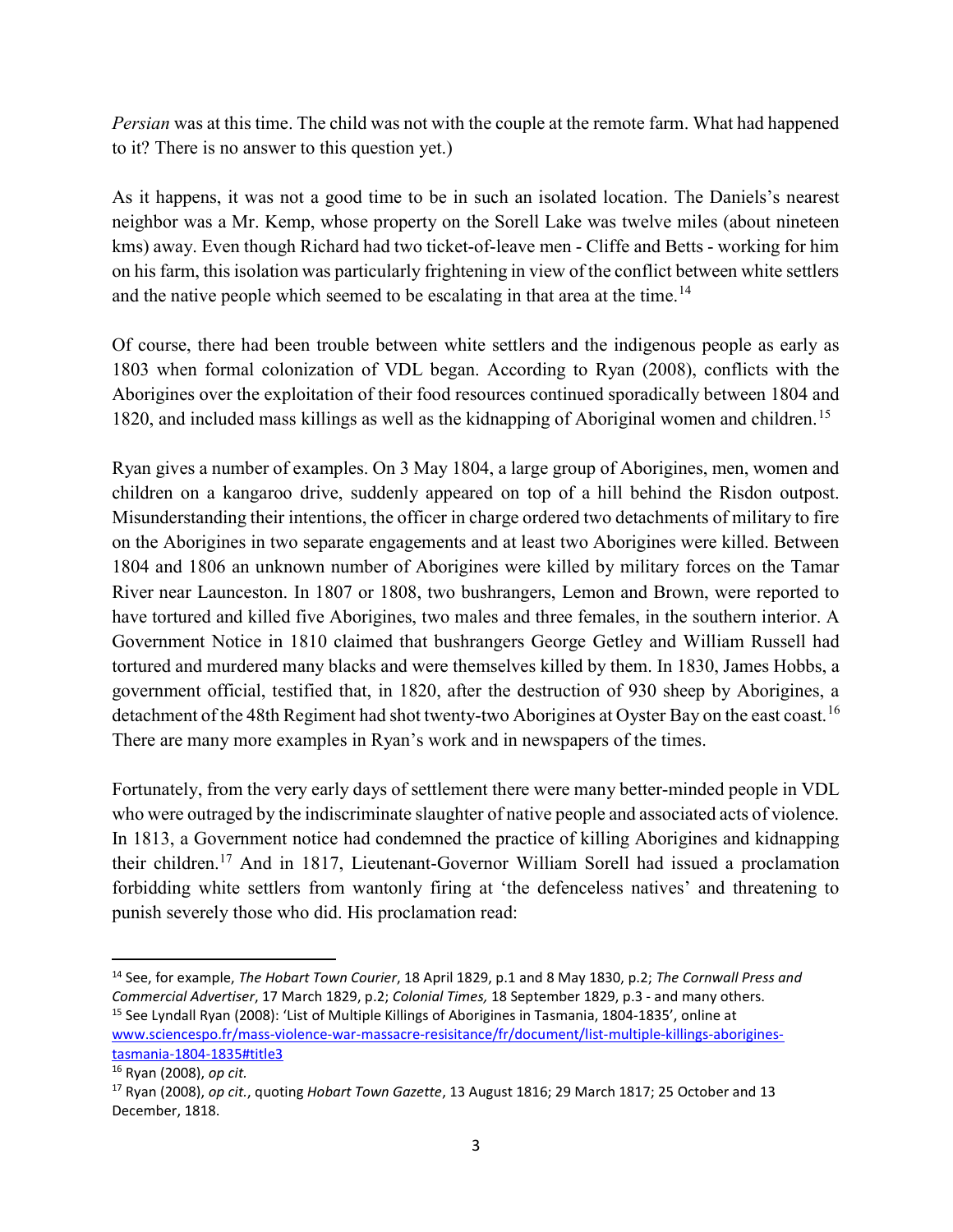*Persian* was at this time. The child was not with the couple at the remote farm. What had happened to it? There is no answer to this question yet.)

As it happens, it was not a good time to be in such an isolated location. The Daniels's nearest neighbor was a Mr. Kemp, whose property on the Sorell Lake was twelve miles (about nineteen kms) away. Even though Richard had two ticket-of-leave men - Cliffe and Betts - working for him on his farm, this isolation was particularly frightening in view of the conflict between white settlers and the native people which seemed to be escalating in that area at the time.[14]

Of course, there had been trouble between white settlers and the indigenous people as early as 1803 when formal colonization of VDL began. According to Ryan (2008), conflicts with the Aborigines over the exploitation of their food resources continued sporadically between 1804 and 1820, and included mass killings as well as the kidnapping of Aboriginal women and children.[15]

Ryan gives a number of examples. On 3 May 1804, a large group of Aborigines, men, women and children on a kangaroo drive, suddenly appeared on top of a hill behind the Risdon outpost. Misunderstanding their intentions, the officer in charge ordered two detachments of military to fire on the Aborigines in two separate engagements and at least two Aborigines were killed. Between 1804 and 1806 an unknown number of Aborigines were killed by military forces on the Tamar River near Launceston. In 1807 or 1808, two bushrangers, Lemon and Brown, were reported to have tortured and killed five Aborigines, two males and three females, in the southern interior. A Government Notice in 1810 claimed that bushrangers George Getley and William Russell had tortured and murdered many blacks and were themselves killed by them. In 1830, James Hobbs, a government official, testified that, in 1820, after the destruction of 930 sheep by Aborigines, a detachment of the 48th Regiment had shot twenty-two Aborigines at Oyster Bay on the east coast.[16] There are many more examples in Ryan's work and in newspapers of the times.

Fortunately, from the very early days of settlement there were many better-minded people in VDL who were outraged by the indiscriminate slaughter of native people and associated acts of violence. In 1813, a Government notice had condemned the practice of killing Aborigines and kidnapping their children.[17] And in 1817, Lieutenant-Governor William Sorell had issued a proclamation forbidding white settlers from wantonly firing at 'the defenceless natives' and threatening to punish severely those who did. His proclamation read:

---

[14] See, for example, *The Hobart Town Courier*, 18 April 1829, p.1 and 8 May 1830, p.2; *The Cornwall Press and Commercial Advertiser*, 17 March 1829, p.2; *Colonial Times,* 18 September 1829, p.3 - and many others.

[15] See Lyndall Ryan (2008): 'List of Multiple Killings of Aborigines in Tasmania, 1804-1835', online at www.sciencespo.fr/mass-violence-war-massacre-resisitance/fr/document/list-multiple-killings-aborigines-tasmania-1804-1835#title3

[16] Ryan (2008), *op cit.*

[17] Ryan (2008), *op cit.*, quoting *Hobart Town Gazette*, 13 August 1816; 29 March 1817; 25 October and 13 December, 1818.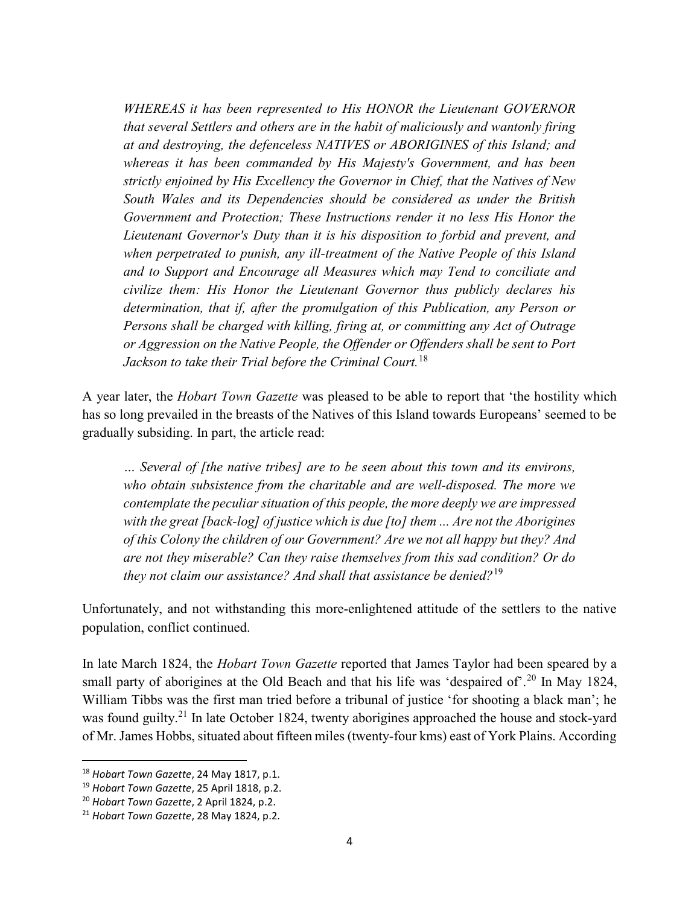> *WHEREAS it has been represented to His HONOR the Lieutenant GOVERNOR that several Settlers and others are in the habit of maliciously and wantonly firing at and destroying, the defenceless NATIVES or ABORIGINES of this Island; and whereas it has been commanded by His Majesty's Government, and has been strictly enjoined by His Excellency the Governor in Chief, that the Natives of New South Wales and its Dependencies should be considered as under the British Government and Protection; These Instructions render it no less His Honor the Lieutenant Governor's Duty than it is his disposition to forbid and prevent, and when perpetrated to punish, any ill-treatment of the Native People of this Island and to Support and Encourage all Measures which may Tend to conciliate and civilize them: His Honor the Lieutenant Governor thus publicly declares his determination, that if, after the promulgation of this Publication, any Person or Persons shall be charged with killing, firing at, or committing any Act of Outrage or Aggression on the Native People, the Offender or Offenders shall be sent to Port Jackson to take their Trial before the Criminal Court.*[18]

A year later, the *Hobart Town Gazette* was pleased to be able to report that 'the hostility which has so long prevailed in the breasts of the Natives of this Island towards Europeans' seemed to be gradually subsiding. In part, the article read:

> *… Several of [the native tribes] are to be seen about this town and its environs, who obtain subsistence from the charitable and are well-disposed. The more we contemplate the peculiar situation of this people, the more deeply we are impressed with the great [back-log] of justice which is due [to] them ... Are not the Aborigines of this Colony the children of our Government? Are we not all happy but they? And are not they miserable? Can they raise themselves from this sad condition? Or do they not claim our assistance? And shall that assistance be denied?*[19]

Unfortunately, and not withstanding this more-enlightened attitude of the settlers to the native population, conflict continued.

In late March 1824, the *Hobart Town Gazette* reported that James Taylor had been speared by a small party of aborigines at the Old Beach and that his life was 'despaired of'.[20] In May 1824, William Tibbs was the first man tried before a tribunal of justice 'for shooting a black man'; he was found guilty.[21] In late October 1824, twenty aborigines approached the house and stock-yard of Mr. James Hobbs, situated about fifteen miles (twenty-four kms) east of York Plains. According

---

[18] *Hobart Town Gazette*, 24 May 1817, p.1.

[19] *Hobart Town Gazette*, 25 April 1818, p.2.

[20] *Hobart Town Gazette*, 2 April 1824, p.2.

[21] *Hobart Town Gazette*, 28 May 1824, p.2.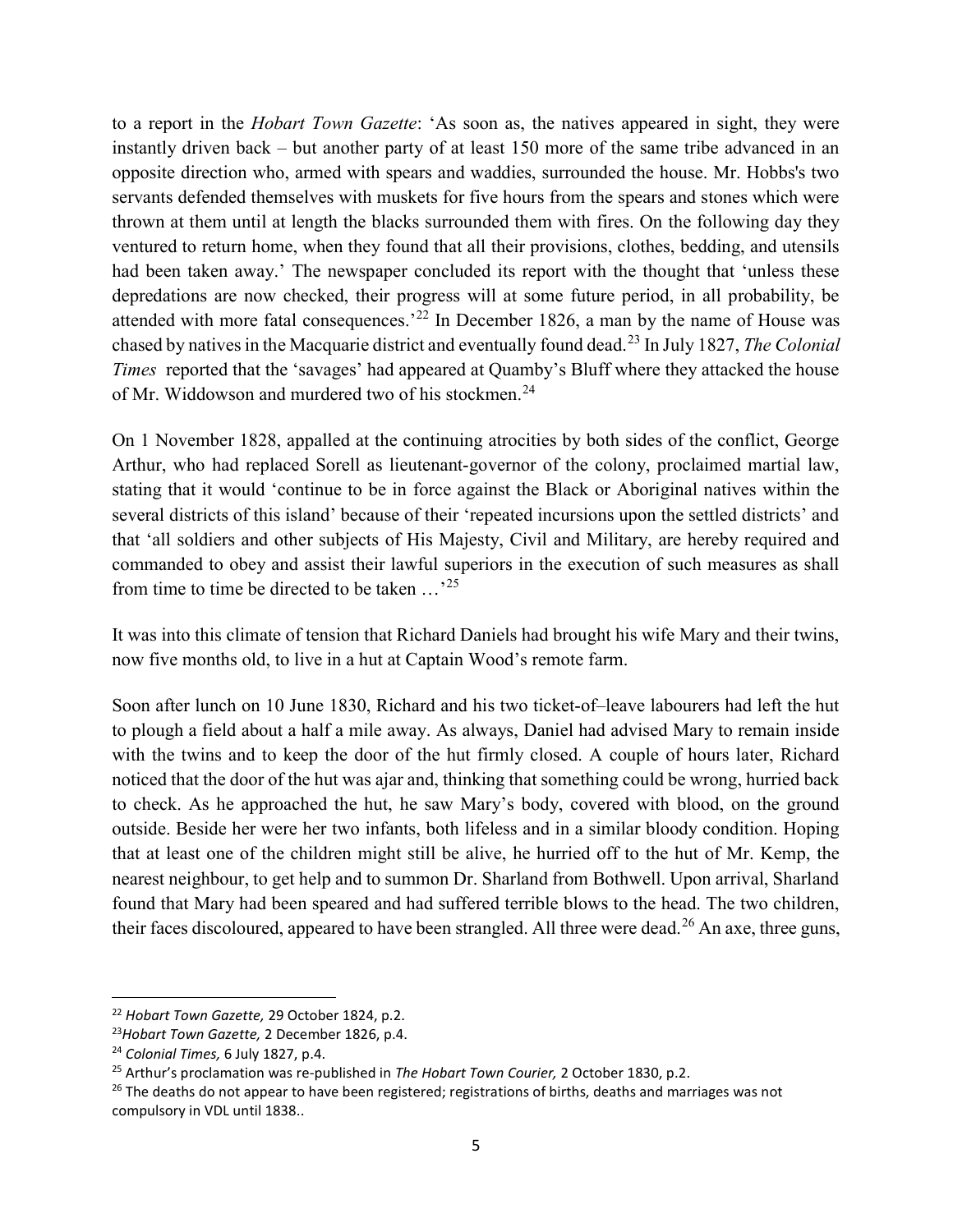to a report in the *Hobart Town Gazette*: 'As soon as, the natives appeared in sight, they were instantly driven back – but another party of at least 150 more of the same tribe advanced in an opposite direction who, armed with spears and waddies, surrounded the house. Mr. Hobbs's two servants defended themselves with muskets for five hours from the spears and stones which were thrown at them until at length the blacks surrounded them with fires. On the following day they ventured to return home, when they found that all their provisions, clothes, bedding, and utensils had been taken away.' The newspaper concluded its report with the thought that 'unless these depredations are now checked, their progress will at some future period, in all probability, be attended with more fatal consequences.'[22] In December 1826, a man by the name of House was chased by natives in the Macquarie district and eventually found dead.[23] In July 1827, *The Colonial Times* reported that the 'savages' had appeared at Quamby's Bluff where they attacked the house of Mr. Widdowson and murdered two of his stockmen.[24]

On 1 November 1828, appalled at the continuing atrocities by both sides of the conflict, George Arthur, who had replaced Sorell as lieutenant-governor of the colony, proclaimed martial law, stating that it would 'continue to be in force against the Black or Aboriginal natives within the several districts of this island' because of their 'repeated incursions upon the settled districts' and that 'all soldiers and other subjects of His Majesty, Civil and Military, are hereby required and commanded to obey and assist their lawful superiors in the execution of such measures as shall from time to time be directed to be taken …'[25]

It was into this climate of tension that Richard Daniels had brought his wife Mary and their twins, now five months old, to live in a hut at Captain Wood's remote farm.

Soon after lunch on 10 June 1830, Richard and his two ticket-of–leave labourers had left the hut to plough a field about a half a mile away. As always, Daniel had advised Mary to remain inside with the twins and to keep the door of the hut firmly closed. A couple of hours later, Richard noticed that the door of the hut was ajar and, thinking that something could be wrong, hurried back to check. As he approached the hut, he saw Mary's body, covered with blood, on the ground outside. Beside her were her two infants, both lifeless and in a similar bloody condition. Hoping that at least one of the children might still be alive, he hurried off to the hut of Mr. Kemp, the nearest neighbour, to get help and to summon Dr. Sharland from Bothwell. Upon arrival, Sharland found that Mary had been speared and had suffered terrible blows to the head. The two children, their faces discoloured, appeared to have been strangled. All three were dead.[26] An axe, three guns,

---

[22] *Hobart Town Gazette,* 29 October 1824, p.2.

[23] *Hobart Town Gazette,* 2 December 1826, p.4.

[24] *Colonial Times,* 6 July 1827, p.4.

[25] Arthur's proclamation was re-published in *The Hobart Town Courier,* 2 October 1830, p.2.

[26] The deaths do not appear to have been registered; registrations of births, deaths and marriages was not compulsory in VDL until 1838..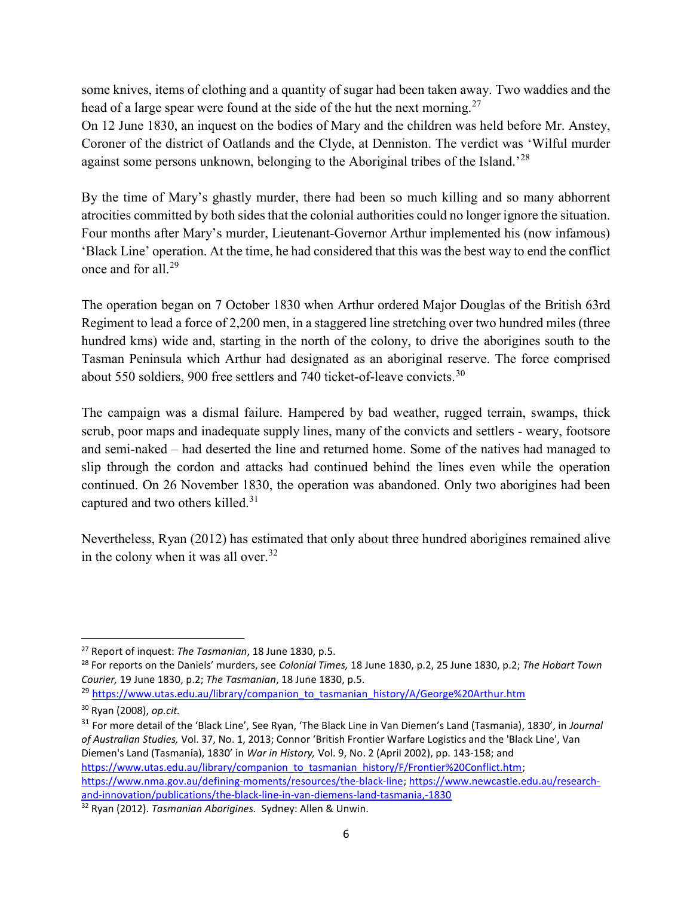some knives, items of clothing and a quantity of sugar had been taken away. Two waddies and the head of a large spear were found at the side of the hut the next morning.[27]

On 12 June 1830, an inquest on the bodies of Mary and the children was held before Mr. Anstey, Coroner of the district of Oatlands and the Clyde, at Denniston. The verdict was 'Wilful murder against some persons unknown, belonging to the Aboriginal tribes of the Island.'[28]

By the time of Mary's ghastly murder, there had been so much killing and so many abhorrent atrocities committed by both sides that the colonial authorities could no longer ignore the situation. Four months after Mary's murder, Lieutenant-Governor Arthur implemented his (now infamous) 'Black Line' operation. At the time, he had considered that this was the best way to end the conflict once and for all.[29]

The operation began on 7 October 1830 when Arthur ordered Major Douglas of the British 63rd Regiment to lead a force of 2,200 men, in a staggered line stretching over two hundred miles (three hundred kms) wide and, starting in the north of the colony, to drive the aborigines south to the Tasman Peninsula which Arthur had designated as an aboriginal reserve. The force comprised about 550 soldiers, 900 free settlers and 740 ticket-of-leave convicts.[30]

The campaign was a dismal failure. Hampered by bad weather, rugged terrain, swamps, thick scrub, poor maps and inadequate supply lines, many of the convicts and settlers - weary, footsore and semi-naked – had deserted the line and returned home. Some of the natives had managed to slip through the cordon and attacks had continued behind the lines even while the operation continued. On 26 November 1830, the operation was abandoned. Only two aborigines had been captured and two others killed.[31]

Nevertheless, Ryan (2012) has estimated that only about three hundred aborigines remained alive in the colony when it was all over.[32]

---

[27] Report of inquest: *The Tasmanian*, 18 June 1830, p.5.

[28] For reports on the Daniels' murders, see *Colonial Times,* 18 June 1830, p.2, 25 June 1830, p.2; *The Hobart Town Courier,* 19 June 1830, p.2; *The Tasmanian*, 18 June 1830, p.5.

[29] https://www.utas.edu.au/library/companion_to_tasmanian_history/A/George%20Arthur.htm

[30] Ryan (2008), *op.cit.*

[31] For more detail of the 'Black Line', See Ryan, 'The Black Line in Van Diemen's Land (Tasmania), 1830', in *Journal of Australian Studies,* Vol. 37, No. 1, 2013; Connor 'British Frontier Warfare Logistics and the 'Black Line', Van Diemen's Land (Tasmania), 1830' in *War in History,* Vol. 9, No. 2 (April 2002), pp. 143-158; and https://www.utas.edu.au/library/companion_to_tasmanian_history/F/Frontier%20Conflict.htm; https://www.nma.gov.au/defining-moments/resources/the-black-line; https://www.newcastle.edu.au/research-and-innovation/publications/the-black-line-in-van-diemens-land-tasmania,-1830

[32] Ryan (2012). *Tasmanian Aborigines.* Sydney: Allen & Unwin.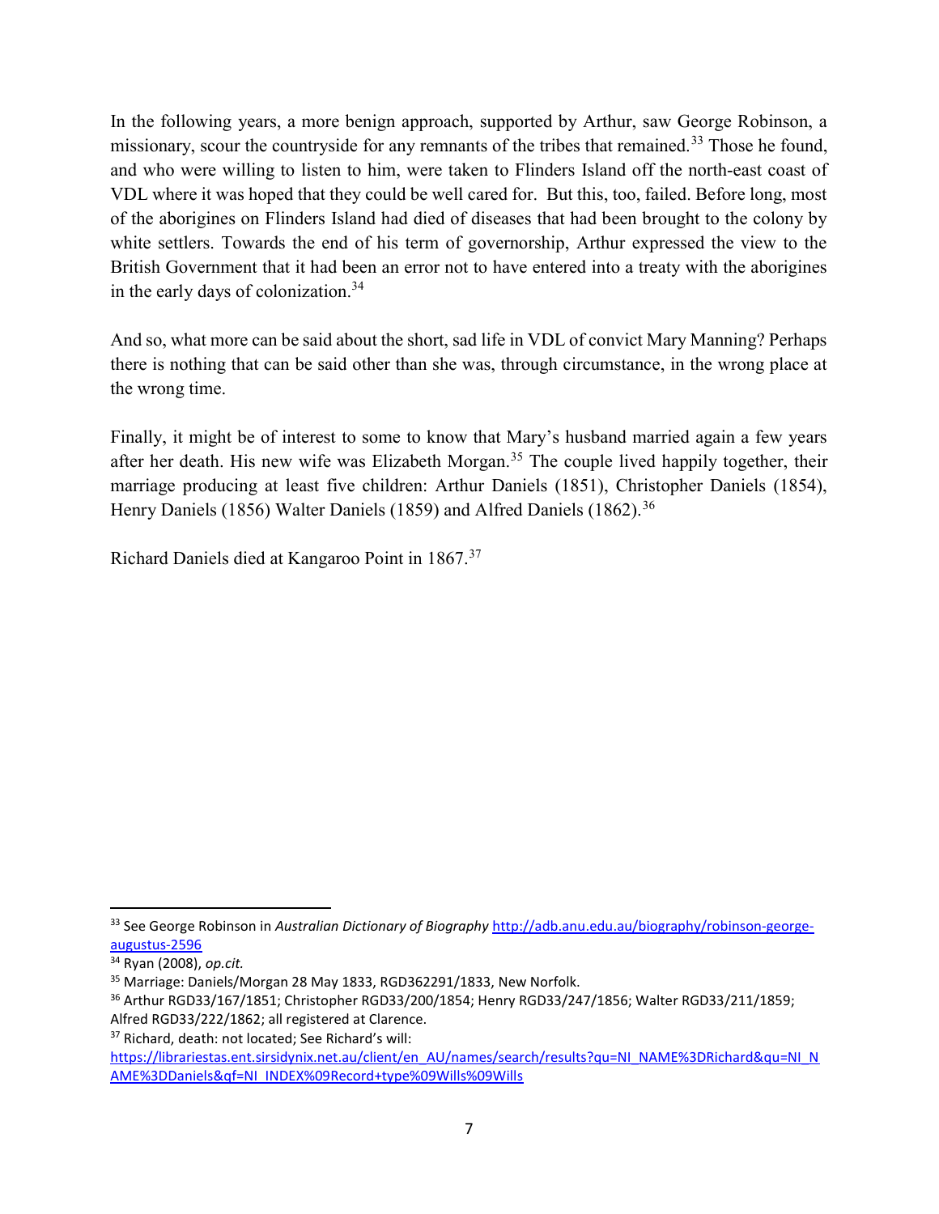In the following years, a more benign approach, supported by Arthur, saw George Robinson, a missionary, scour the countryside for any remnants of the tribes that remained.[33] Those he found, and who were willing to listen to him, were taken to Flinders Island off the north-east coast of VDL where it was hoped that they could be well cared for. But this, too, failed. Before long, most of the aborigines on Flinders Island had died of diseases that had been brought to the colony by white settlers. Towards the end of his term of governorship, Arthur expressed the view to the British Government that it had been an error not to have entered into a treaty with the aborigines in the early days of colonization.[34]

And so, what more can be said about the short, sad life in VDL of convict Mary Manning? Perhaps there is nothing that can be said other than she was, through circumstance, in the wrong place at the wrong time.

Finally, it might be of interest to some to know that Mary's husband married again a few years after her death. His new wife was Elizabeth Morgan.[35] The couple lived happily together, their marriage producing at least five children: Arthur Daniels (1851), Christopher Daniels (1854), Henry Daniels (1856) Walter Daniels (1859) and Alfred Daniels (1862).[36]

Richard Daniels died at Kangaroo Point in 1867.[37]

---

[33] See George Robinson in *Australian Dictionary of Biography* http://adb.anu.edu.au/biography/robinson-george-augustus-2596

[34] Ryan (2008), *op.cit.*

[35] Marriage: Daniels/Morgan 28 May 1833, RGD362291/1833, New Norfolk.

[36] Arthur RGD33/167/1851; Christopher RGD33/200/1854; Henry RGD33/247/1856; Walter RGD33/211/1859; Alfred RGD33/222/1862; all registered at Clarence.

[37] Richard, death: not located; See Richard's will: https://librariestas.ent.sirsidynix.net.au/client/en_AU/names/search/results?qu=NI_NAME%3DRichard&qu=NI_NAME%3DDaniels&qf=NI_INDEX%09Record+type%09Wills%09Wills